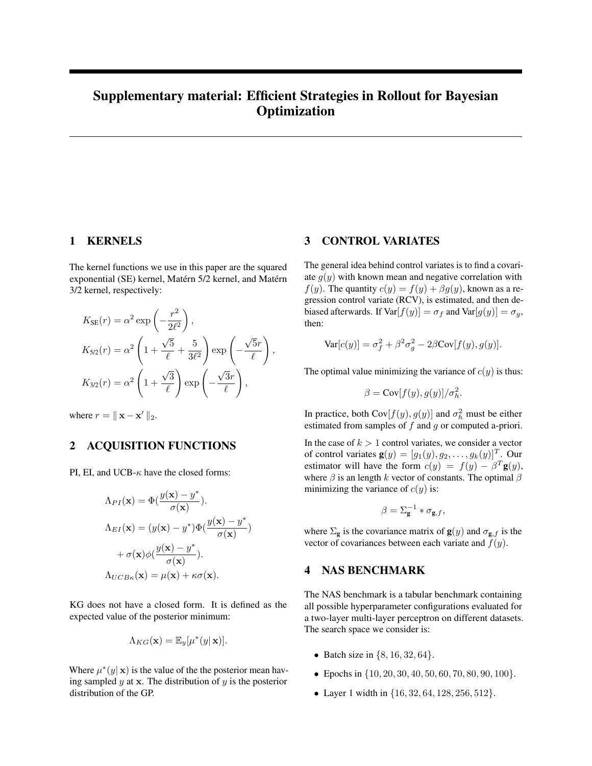# Supplementary material: Efficient Strategies in Rollout for Bayesian Optimization

## 1 KERNELS

The kernel functions we use in this paper are the squared exponential (SE) kernel, Matérn 5/2 kernel, and Matérn 3/2 kernel, respectively:

$$K_{\text{SE}}(r) = \alpha^2 \exp\left(-\frac{r^2}{2\ell^2}\right),$$

$$K_{5/2}(r) = \alpha^2 \left(1 + \frac{\sqrt{5}}{\ell} + \frac{5}{3\ell^2}\right) \exp\left(-\frac{\sqrt{5}r}{\ell}\right),$$

$$K_{3/2}(r) = \alpha^2 \left(1 + \frac{\sqrt{3}}{\ell}\right) \exp\left(-\frac{\sqrt{3}r}{\ell}\right),$$

where $r = \| \mathbf{x} - \mathbf{x}' \|_2$.

## 2 ACQUISITION FUNCTIONS

PI, EI, and UCB-$\kappa$ have the closed forms:

$$\Lambda_{PI}(\mathbf{x}) = \Phi(\frac{y(\mathbf{x}) - y^*}{\sigma(\mathbf{x})}).$$

$$\Lambda_{EI}(\mathbf{x}) = (y(\mathbf{x}) - y^*)\Phi(\frac{y(\mathbf{x}) - y^*}{\sigma(\mathbf{x})}) + \sigma(\mathbf{x})\phi(\frac{y(\mathbf{x}) - y^*}{\sigma(\mathbf{x})}).$$

$$\Lambda_{UCB\kappa}(\mathbf{x}) = \mu(\mathbf{x}) + \kappa\sigma(\mathbf{x}).$$

KG does not have a closed form. It is defined as the expected value of the posterior minimum:

$$\Lambda_{KG}(\mathbf{x}) = \mathbb{E}_y[\mu^*(y| \mathbf{x})].$$

Where $\mu^*(y| \mathbf{x})$ is the value of the the posterior mean having sampled $y$ at $\mathbf{x}$. The distribution of $y$ is the posterior distribution of the GP.

## 3 CONTROL VARIATES

The general idea behind control variates is to find a covariate $g(y)$ with known mean and negative correlation with $f(y)$. The quantity $c(y) = f(y) + \beta g(y)$, known as a regression control variate (RCV), is estimated, and then debiased afterwards. If $\text{Var}[f(y)] = \sigma_f$ and $\text{Var}[g(y)] = \sigma_g$, then:

$$\text{Var}[c(y)] = \sigma_f^2 + \beta^2\sigma_g^2 - 2\beta\text{Cov}[f(y), g(y)].$$

The optimal value minimizing the variance of $c(y)$ is thus:

$$\beta = \text{Cov}[f(y), g(y)]/\sigma_h^2.$$

In practice, both $\text{Cov}[f(y), g(y)]$ and $\sigma_h^2$ must be either estimated from samples of $f$ and $g$ or computed a-priori.

In the case of $k > 1$ control variates, we consider a vector of control variates $\mathbf{g}(y) = [g_1(y), g_2, \ldots, g_k(y)]^T$. Our estimator will have the form $c(y) = f(y) - \beta^T\mathbf{g}(y)$, where $\beta$ is an length $k$ vector of constants. The optimal $\beta$ minimizing the variance of $c(y)$ is:

$$\beta = \Sigma_{\mathbf{g}}^{-1} * \sigma_{\mathbf{g},f},$$

where $\Sigma_{\mathbf{g}}$ is the covariance matrix of $\mathbf{g}(y)$ and $\sigma_{\mathbf{g},f}$ is the vector of covariances between each variate and $f(y)$.

## 4 NAS BENCHMARK

The NAS benchmark is a tabular benchmark containing all possible hyperparameter configurations evaluated for a two-layer multi-layer perceptron on different datasets. The search space we consider is:

- Batch size in $\{8, 16, 32, 64\}$.
- Epochs in $\{10, 20, 30, 40, 50, 60, 70, 80, 90, 100\}$.
- Layer 1 width in $\{16, 32, 64, 128, 256, 512\}$.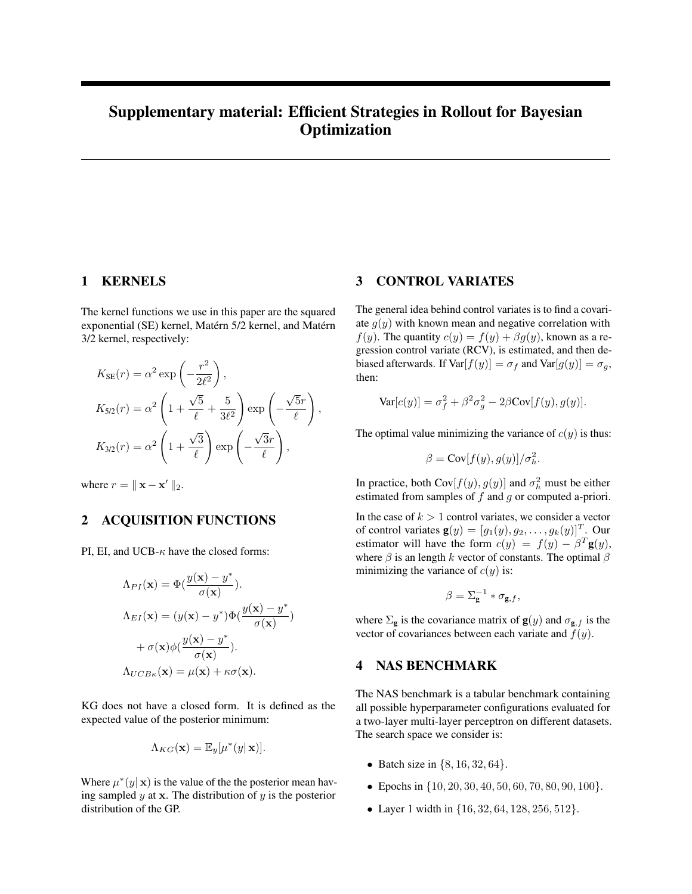# Supplementary material: Efficient Strategies in Rollout for Bayesian Optimization

## 1 KERNELS

The kernel functions we use in this paper are the squared exponential (SE) kernel, Matérn 5/2 kernel, and Matérn 3/2 kernel, respectively:

$$K_{\text{SE}}(r) = \alpha^2 \exp\left(-\frac{r^2}{2\ell^2}\right),$$

$$K_{5/2}(r) = \alpha^2 \left(1 + \frac{\sqrt{5}}{\ell} + \frac{5}{3\ell^2}\right) \exp\left(-\frac{\sqrt{5}r}{\ell}\right),$$

$$K_{3/2}(r) = \alpha^2 \left(1 + \frac{\sqrt{3}}{\ell}\right) \exp\left(-\frac{\sqrt{3}r}{\ell}\right),$$

where $r = \| \mathbf{x} - \mathbf{x}' \|_2$.

## 2 ACQUISITION FUNCTIONS

PI, EI, and UCB-$\kappa$ have the closed forms:

$$\Lambda_{PI}(\mathbf{x}) = \Phi(\frac{y(\mathbf{x}) - y^*}{\sigma(\mathbf{x})}).$$

$$\Lambda_{EI}(\mathbf{x}) = (y(\mathbf{x}) - y^*)\Phi(\frac{y(\mathbf{x}) - y^*}{\sigma(\mathbf{x})}) + \sigma(\mathbf{x})\phi(\frac{y(\mathbf{x}) - y^*}{\sigma(\mathbf{x})}).$$

$$\Lambda_{UCB\kappa}(\mathbf{x}) = \mu(\mathbf{x}) + \kappa\sigma(\mathbf{x}).$$

KG does not have a closed form. It is defined as the expected value of the posterior minimum:

$$\Lambda_{KG}(\mathbf{x}) = \mathbb{E}_y[\mu^*(y|\,\mathbf{x})].$$

Where $\mu^*(y|\,\mathbf{x})$ is the value of the the posterior mean having sampled $y$ at $\mathbf{x}$. The distribution of $y$ is the posterior distribution of the GP.

## 3 CONTROL VARIATES

The general idea behind control variates is to find a covariate $g(y)$ with known mean and negative correlation with $f(y)$. The quantity $c(y) = f(y) + \beta g(y)$, known as a regression control variate (RCV), is estimated, and then debiased afterwards. If $\text{Var}[f(y)] = \sigma_f$ and $\text{Var}[g(y)] = \sigma_g$, then:

$$\text{Var}[c(y)] = \sigma_f^2 + \beta^2\sigma_g^2 - 2\beta\text{Cov}[f(y), g(y)].$$

The optimal value minimizing the variance of $c(y)$ is thus:

$$\beta = \text{Cov}[f(y), g(y)]/\sigma_h^2.$$

In practice, both $\text{Cov}[f(y), g(y)]$ and $\sigma_h^2$ must be either estimated from samples of $f$ and $g$ or computed a-priori.

In the case of $k > 1$ control variates, we consider a vector of control variates $\mathbf{g}(y) = [g_1(y), g_2, \ldots, g_k(y)]^T$. Our estimator will have the form $c(y) = f(y) - \beta^T\mathbf{g}(y)$, where $\beta$ is an length $k$ vector of constants. The optimal $\beta$ minimizing the variance of $c(y)$ is:

$$\beta = \Sigma_{\mathbf{g}}^{-1} * \sigma_{\mathbf{g},f},$$

where $\Sigma_{\mathbf{g}}$ is the covariance matrix of $\mathbf{g}(y)$ and $\sigma_{\mathbf{g},f}$ is the vector of covariances between each variate and $f(y)$.

## 4 NAS BENCHMARK

The NAS benchmark is a tabular benchmark containing all possible hyperparameter configurations evaluated for a two-layer multi-layer perceptron on different datasets. The search space we consider is:

- Batch size in $\{8, 16, 32, 64\}$.
- Epochs in $\{10, 20, 30, 40, 50, 60, 70, 80, 90, 100\}$.
- Layer 1 width in $\{16, 32, 64, 128, 256, 512\}$.